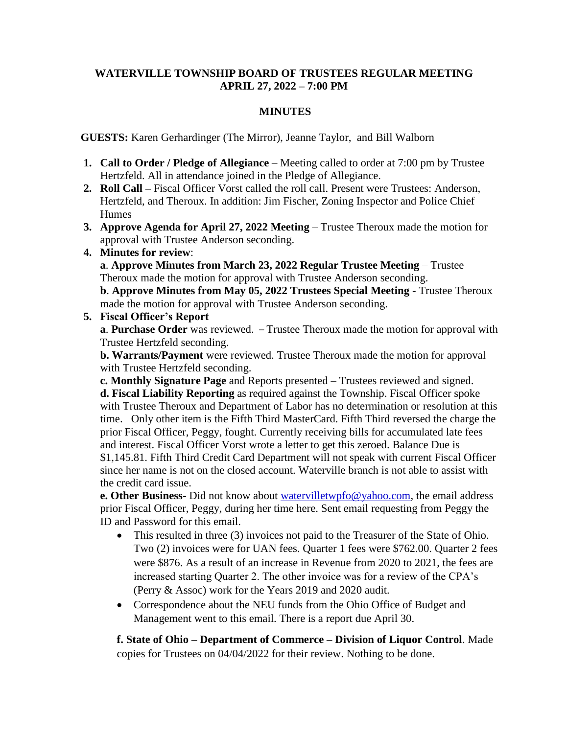**WATERVILLE TOWNSHIP BOARD OF TRUSTEES REGULAR MEETING**
**APRIL 27, 2022 – 7:00 PM**

**MINUTES**

**GUESTS:** Karen Gerhardinger (The Mirror), Jeanne Taylor, and Bill Walborn

1. **Call to Order / Pledge of Allegiance** – Meeting called to order at 7:00 pm by Trustee Hertzfeld. All in attendance joined in the Pledge of Allegiance.
2. **Roll Call –** Fiscal Officer Vorst called the roll call. Present were Trustees: Anderson, Hertzfeld, and Theroux. In addition: Jim Fischer, Zoning Inspector and Police Chief Humes
3. **Approve Agenda for April 27, 2022 Meeting** – Trustee Theroux made the motion for approval with Trustee Anderson seconding.
4. **Minutes for review**:
   **a**. **Approve Minutes from March 23, 2022 Regular Trustee Meeting** – Trustee Theroux made the motion for approval with Trustee Anderson seconding.
   **b**. **Approve Minutes from May 05, 2022 Trustees Special Meeting** - Trustee Theroux made the motion for approval with Trustee Anderson seconding.
5. **Fiscal Officer's Report**
   **a**. **Purchase Order** was reviewed. – Trustee Theroux made the motion for approval with Trustee Hertzfeld seconding.
   **b. Warrants/Payment** were reviewed. Trustee Theroux made the motion for approval with Trustee Hertzfeld seconding.
   **c. Monthly Signature Page** and Reports presented – Trustees reviewed and signed.
   **d. Fiscal Liability Reporting** as required against the Township. Fiscal Officer spoke with Trustee Theroux and Department of Labor has no determination or resolution at this time. Only other item is the Fifth Third MasterCard. Fifth Third reversed the charge the prior Fiscal Officer, Peggy, fought. Currently receiving bills for accumulated late fees and interest. Fiscal Officer Vorst wrote a letter to get this zeroed. Balance Due is $1,145.81. Fifth Third Credit Card Department will not speak with current Fiscal Officer since her name is not on the closed account. Waterville branch is not able to assist with the credit card issue.
   **e. Other Business-** Did not know about watervilletwpfo@yahoo.com, the email address prior Fiscal Officer, Peggy, during her time here. Sent email requesting from Peggy the ID and Password for this email.
   - This resulted in three (3) invoices not paid to the Treasurer of the State of Ohio. Two (2) invoices were for UAN fees. Quarter 1 fees were $762.00. Quarter 2 fees were $876. As a result of an increase in Revenue from 2020 to 2021, the fees are increased starting Quarter 2. The other invoice was for a review of the CPA's (Perry & Assoc) work for the Years 2019 and 2020 audit.
   - Correspondence about the NEU funds from the Ohio Office of Budget and Management went to this email. There is a report due April 30.

   **f. State of Ohio – Department of Commerce – Division of Liquor Control**. Made copies for Trustees on 04/04/2022 for their review. Nothing to be done.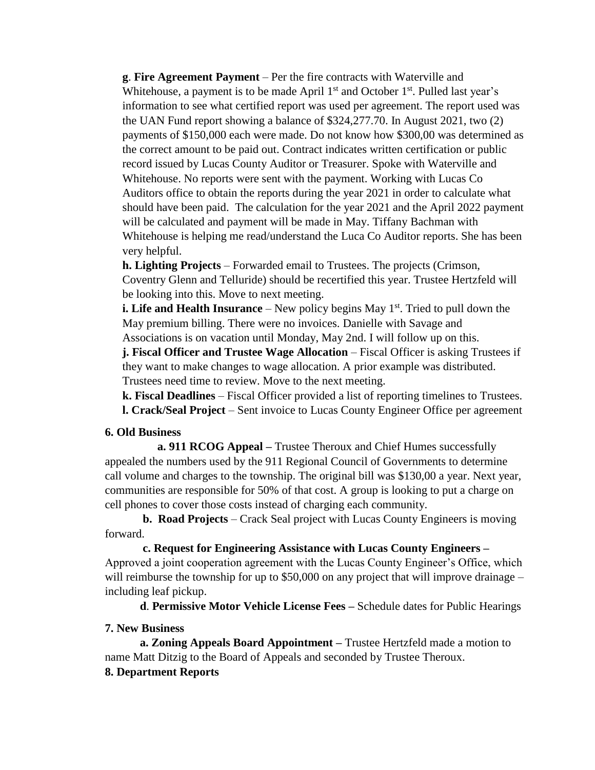**g**. **Fire Agreement Payment** – Per the fire contracts with Waterville and Whitehouse, a payment is to be made April 1st and October 1st. Pulled last year's information to see what certified report was used per agreement. The report used was the UAN Fund report showing a balance of $324,277.70. In August 2021, two (2) payments of $150,000 each were made. Do not know how $300,00 was determined as the correct amount to be paid out. Contract indicates written certification or public record issued by Lucas County Auditor or Treasurer. Spoke with Waterville and Whitehouse. No reports were sent with the payment. Working with Lucas Co Auditors office to obtain the reports during the year 2021 in order to calculate what should have been paid. The calculation for the year 2021 and the April 2022 payment will be calculated and payment will be made in May. Tiffany Bachman with Whitehouse is helping me read/understand the Luca Co Auditor reports. She has been very helpful.

**h. Lighting Projects** – Forwarded email to Trustees. The projects (Crimson, Coventry Glenn and Telluride) should be recertified this year. Trustee Hertzfeld will be looking into this. Move to next meeting.

**i. Life and Health Insurance** – New policy begins May 1st. Tried to pull down the May premium billing. There were no invoices. Danielle with Savage and Associations is on vacation until Monday, May 2nd. I will follow up on this.

**j. Fiscal Officer and Trustee Wage Allocation** – Fiscal Officer is asking Trustees if they want to make changes to wage allocation. A prior example was distributed. Trustees need time to review. Move to the next meeting.

**k. Fiscal Deadlines** – Fiscal Officer provided a list of reporting timelines to Trustees.

**l. Crack/Seal Project** – Sent invoice to Lucas County Engineer Office per agreement

**6. Old Business**

**a. 911 RCOG Appeal –** Trustee Theroux and Chief Humes successfully appealed the numbers used by the 911 Regional Council of Governments to determine call volume and charges to the township. The original bill was $130,00 a year. Next year, communities are responsible for 50% of that cost. A group is looking to put a charge on cell phones to cover those costs instead of charging each community.

**b. Road Projects** – Crack Seal project with Lucas County Engineers is moving forward.

**c. Request for Engineering Assistance with Lucas County Engineers –** Approved a joint cooperation agreement with the Lucas County Engineer's Office, which will reimburse the township for up to $50,000 on any project that will improve drainage – including leaf pickup.

**d**. **Permissive Motor Vehicle License Fees –** Schedule dates for Public Hearings

**7. New Business**

**a. Zoning Appeals Board Appointment –** Trustee Hertzfeld made a motion to name Matt Ditzig to the Board of Appeals and seconded by Trustee Theroux.

**8. Department Reports**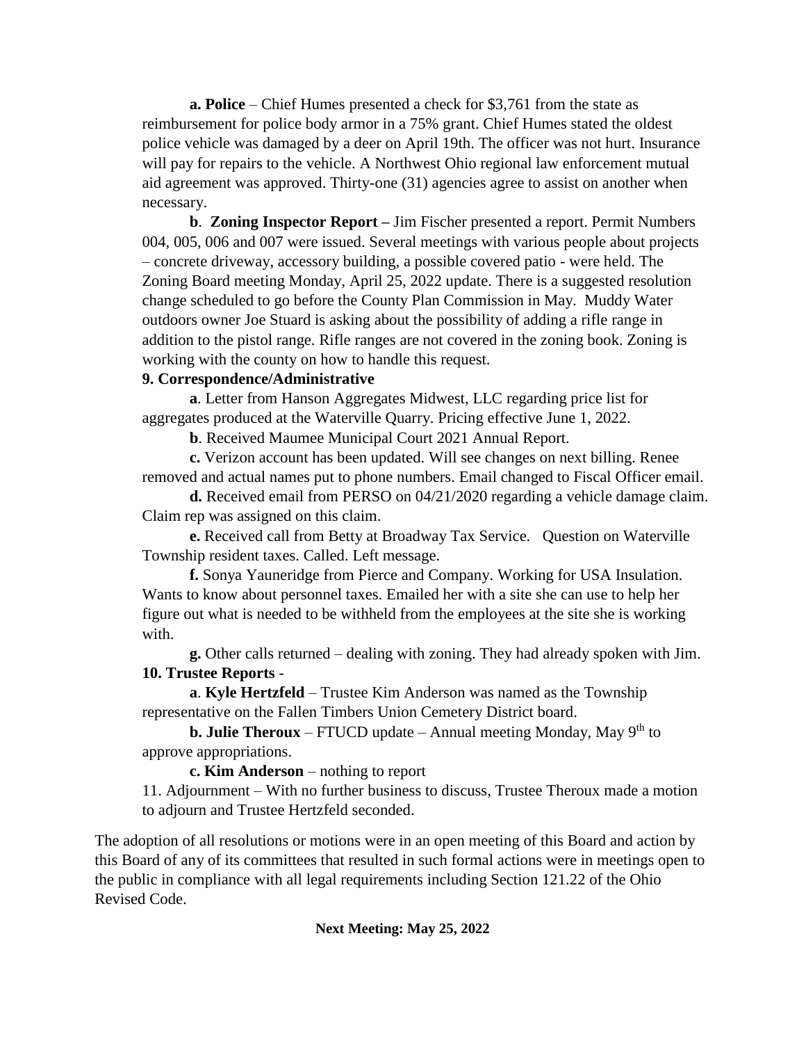**a. Police** – Chief Humes presented a check for $3,761 from the state as reimbursement for police body armor in a 75% grant. Chief Humes stated the oldest police vehicle was damaged by a deer on April 19th. The officer was not hurt. Insurance will pay for repairs to the vehicle. A Northwest Ohio regional law enforcement mutual aid agreement was approved. Thirty-one (31) agencies agree to assist on another when necessary.

**b**. **Zoning Inspector Report –** Jim Fischer presented a report. Permit Numbers 004, 005, 006 and 007 were issued. Several meetings with various people about projects – concrete driveway, accessory building, a possible covered patio - were held. The Zoning Board meeting Monday, April 25, 2022 update. There is a suggested resolution change scheduled to go before the County Plan Commission in May. Muddy Water outdoors owner Joe Stuard is asking about the possibility of adding a rifle range in addition to the pistol range. Rifle ranges are not covered in the zoning book. Zoning is working with the county on how to handle this request.

**9. Correspondence/Administrative**

**a**. Letter from Hanson Aggregates Midwest, LLC regarding price list for aggregates produced at the Waterville Quarry. Pricing effective June 1, 2022.

**b**. Received Maumee Municipal Court 2021 Annual Report.

**c.** Verizon account has been updated. Will see changes on next billing. Renee removed and actual names put to phone numbers. Email changed to Fiscal Officer email.

**d.** Received email from PERSO on 04/21/2020 regarding a vehicle damage claim. Claim rep was assigned on this claim.

**e.** Received call from Betty at Broadway Tax Service. Question on Waterville Township resident taxes. Called. Left message.

**f.** Sonya Yauneridge from Pierce and Company. Working for USA Insulation. Wants to know about personnel taxes. Emailed her with a site she can use to help her figure out what is needed to be withheld from the employees at the site she is working with.

**g.** Other calls returned – dealing with zoning. They had already spoken with Jim.

**10. Trustee Reports** -

**a**. **Kyle Hertzfeld** – Trustee Kim Anderson was named as the Township representative on the Fallen Timbers Union Cemetery District board.

**b. Julie Theroux** – FTUCD update – Annual meeting Monday, May 9th to approve appropriations.

**c. Kim Anderson** – nothing to report

11. Adjournment – With no further business to discuss, Trustee Theroux made a motion to adjourn and Trustee Hertzfeld seconded.

The adoption of all resolutions or motions were in an open meeting of this Board and action by this Board of any of its committees that resulted in such formal actions were in meetings open to the public in compliance with all legal requirements including Section 121.22 of the Ohio Revised Code.

**Next Meeting: May 25, 2022**